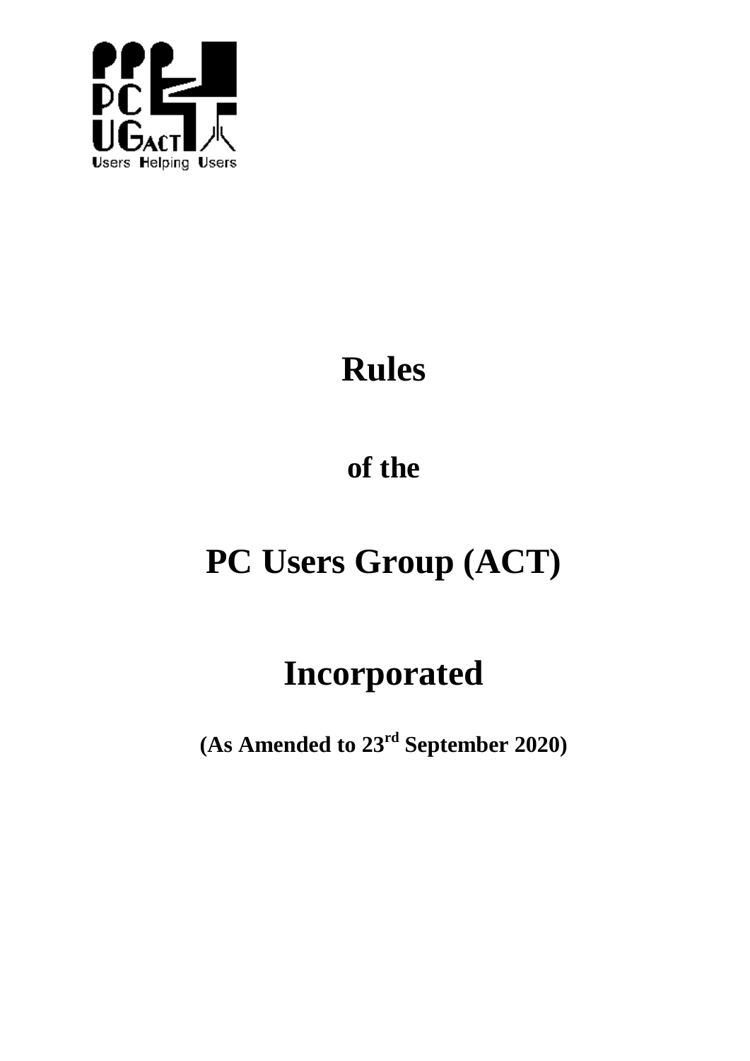# Rules

## of the

# PC Users Group (ACT)

# Incorporated

**(As Amended to 23rd September 2020)**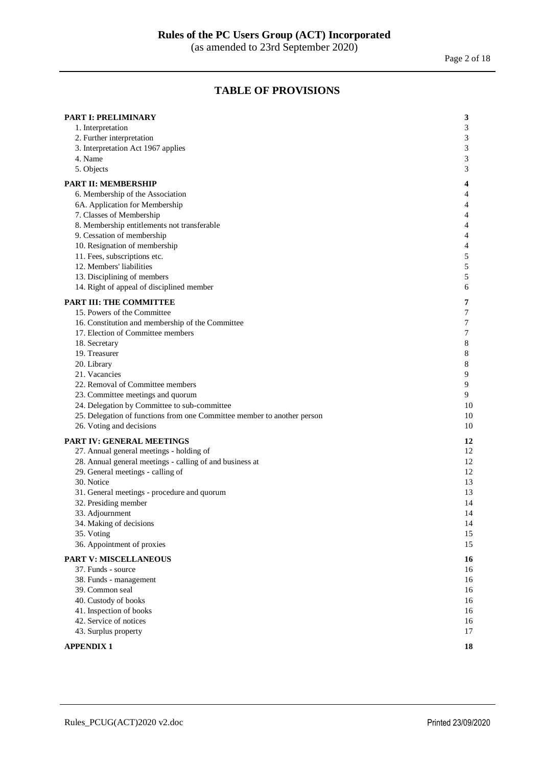# TABLE OF PROVISIONS

| | |
|---|---|
| **PART I: PRELIMINARY** | **3** |
| 1. Interpretation | 3 |
| 2. Further interpretation | 3 |
| 3. Interpretation Act 1967 applies | 3 |
| 4. Name | 3 |
| 5. Objects | 3 |
| **PART II: MEMBERSHIP** | **4** |
| 6. Membership of the Association | 4 |
| 6A. Application for Membership | 4 |
| 7. Classes of Membership | 4 |
| 8. Membership entitlements not transferable | 4 |
| 9. Cessation of membership | 4 |
| 10. Resignation of membership | 4 |
| 11. Fees, subscriptions etc. | 5 |
| 12. Members' liabilities | 5 |
| 13. Disciplining of members | 5 |
| 14. Right of appeal of disciplined member | 6 |
| **PART III: THE COMMITTEE** | **7** |
| 15. Powers of the Committee | 7 |
| 16. Constitution and membership of the Committee | 7 |
| 17. Election of Committee members | 7 |
| 18. Secretary | 8 |
| 19. Treasurer | 8 |
| 20. Library | 8 |
| 21. Vacancies | 9 |
| 22. Removal of Committee members | 9 |
| 23. Committee meetings and quorum | 9 |
| 24. Delegation by Committee to sub-committee | 10 |
| 25. Delegation of functions from one Committee member to another person | 10 |
| 26. Voting and decisions | 10 |
| **PART IV: GENERAL MEETINGS** | **12** |
| 27. Annual general meetings - holding of | 12 |
| 28. Annual general meetings - calling of and business at | 12 |
| 29. General meetings - calling of | 12 |
| 30. Notice | 13 |
| 31. General meetings - procedure and quorum | 13 |
| 32. Presiding member | 14 |
| 33. Adjournment | 14 |
| 34. Making of decisions | 14 |
| 35. Voting | 15 |
| 36. Appointment of proxies | 15 |
| **PART V: MISCELLANEOUS** | **16** |
| 37. Funds - source | 16 |
| 38. Funds - management | 16 |
| 39. Common seal | 16 |
| 40. Custody of books | 16 |
| 41. Inspection of books | 16 |
| 42. Service of notices | 16 |
| 43. Surplus property | 17 |
| **APPENDIX 1** | **18** |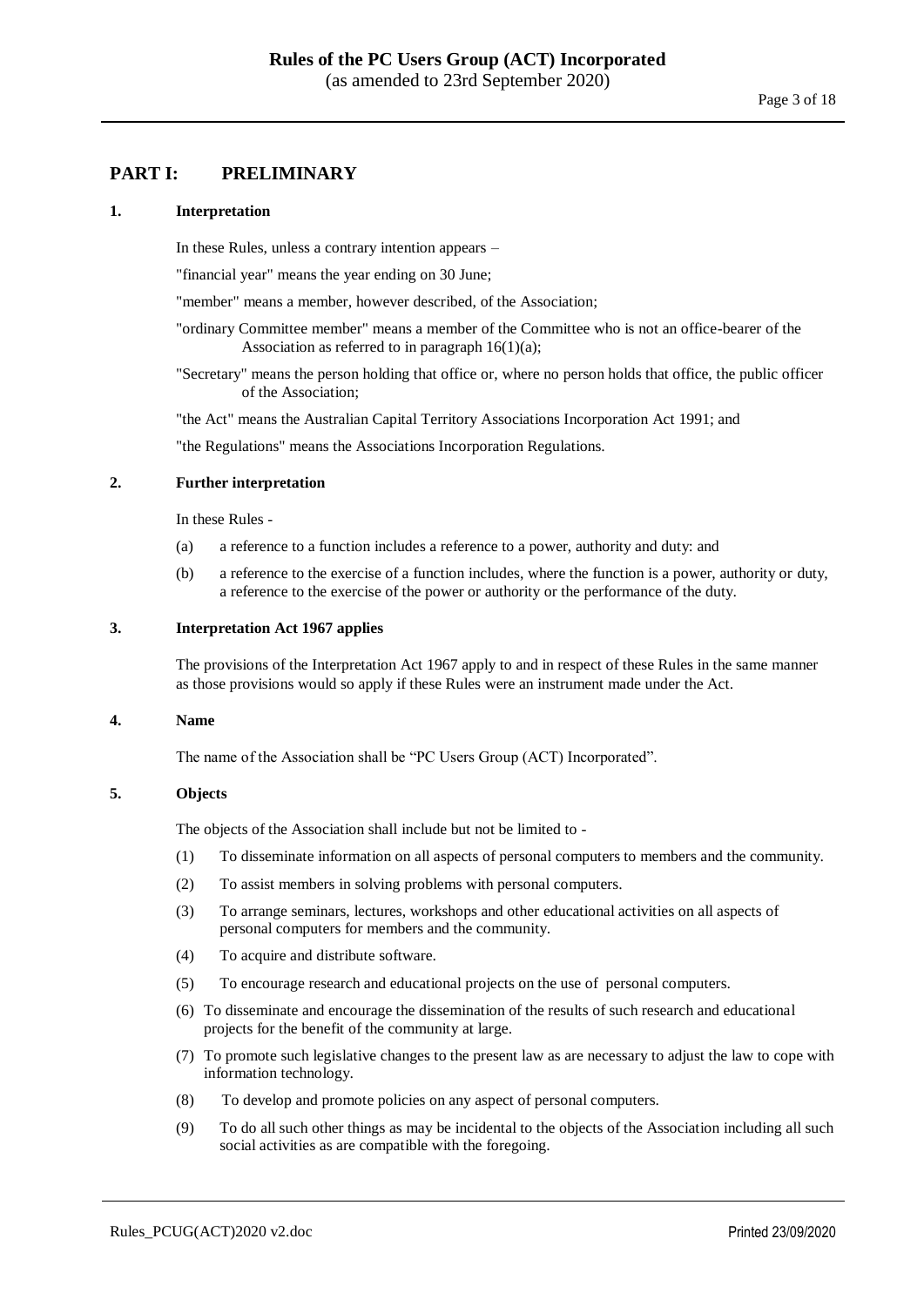## PART I: PRELIMINARY

### 1. Interpretation

In these Rules, unless a contrary intention appears –

"financial year" means the year ending on 30 June;

"member" means a member, however described, of the Association;

"ordinary Committee member" means a member of the Committee who is not an office-bearer of the Association as referred to in paragraph 16(1)(a);

"Secretary" means the person holding that office or, where no person holds that office, the public officer of the Association;

"the Act" means the Australian Capital Territory Associations Incorporation Act 1991; and

"the Regulations" means the Associations Incorporation Regulations.

### 2. Further interpretation

In these Rules -

(a) a reference to a function includes a reference to a power, authority and duty: and

(b) a reference to the exercise of a function includes, where the function is a power, authority or duty, a reference to the exercise of the power or authority or the performance of the duty.

### 3. Interpretation Act 1967 applies

The provisions of the Interpretation Act 1967 apply to and in respect of these Rules in the same manner as those provisions would so apply if these Rules were an instrument made under the Act.

### 4. Name

The name of the Association shall be "PC Users Group (ACT) Incorporated".

### 5. Objects

The objects of the Association shall include but not be limited to -

(1) To disseminate information on all aspects of personal computers to members and the community.

(2) To assist members in solving problems with personal computers.

(3) To arrange seminars, lectures, workshops and other educational activities on all aspects of personal computers for members and the community.

(4) To acquire and distribute software.

(5) To encourage research and educational projects on the use of personal computers.

(6) To disseminate and encourage the dissemination of the results of such research and educational projects for the benefit of the community at large.

(7) To promote such legislative changes to the present law as are necessary to adjust the law to cope with information technology.

(8) To develop and promote policies on any aspect of personal computers.

(9) To do all such other things as may be incidental to the objects of the Association including all such social activities as are compatible with the foregoing.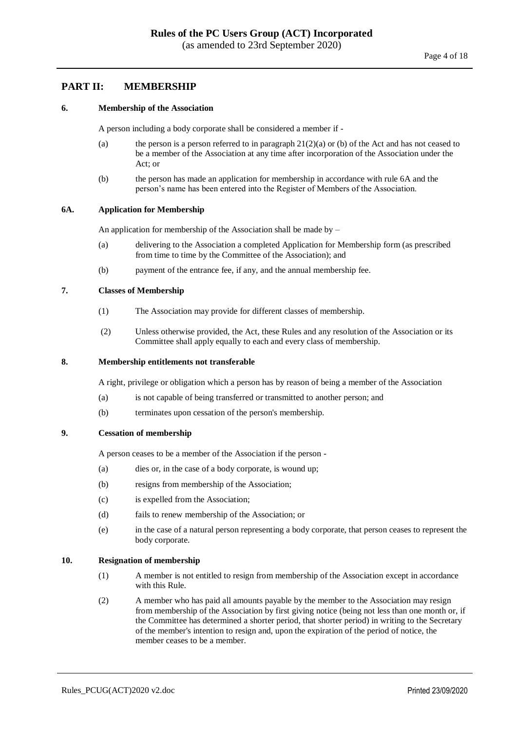## PART II: MEMBERSHIP

### 6. Membership of the Association

A person including a body corporate shall be considered a member if -

(a) the person is a person referred to in paragraph 21(2)(a) or (b) of the Act and has not ceased to be a member of the Association at any time after incorporation of the Association under the Act; or

(b) the person has made an application for membership in accordance with rule 6A and the person's name has been entered into the Register of Members of the Association.

### 6A. Application for Membership

An application for membership of the Association shall be made by –

(a) delivering to the Association a completed Application for Membership form (as prescribed from time to time by the Committee of the Association); and

(b) payment of the entrance fee, if any, and the annual membership fee.

### 7. Classes of Membership

(1) The Association may provide for different classes of membership.

(2) Unless otherwise provided, the Act, these Rules and any resolution of the Association or its Committee shall apply equally to each and every class of membership.

### 8. Membership entitlements not transferable

A right, privilege or obligation which a person has by reason of being a member of the Association

(a) is not capable of being transferred or transmitted to another person; and

(b) terminates upon cessation of the person's membership.

### 9. Cessation of membership

A person ceases to be a member of the Association if the person -

(a) dies or, in the case of a body corporate, is wound up;

(b) resigns from membership of the Association;

(c) is expelled from the Association;

(d) fails to renew membership of the Association; or

(e) in the case of a natural person representing a body corporate, that person ceases to represent the body corporate.

### 10. Resignation of membership

(1) A member is not entitled to resign from membership of the Association except in accordance with this Rule.

(2) A member who has paid all amounts payable by the member to the Association may resign from membership of the Association by first giving notice (being not less than one month or, if the Committee has determined a shorter period, that shorter period) in writing to the Secretary of the member's intention to resign and, upon the expiration of the period of notice, the member ceases to be a member.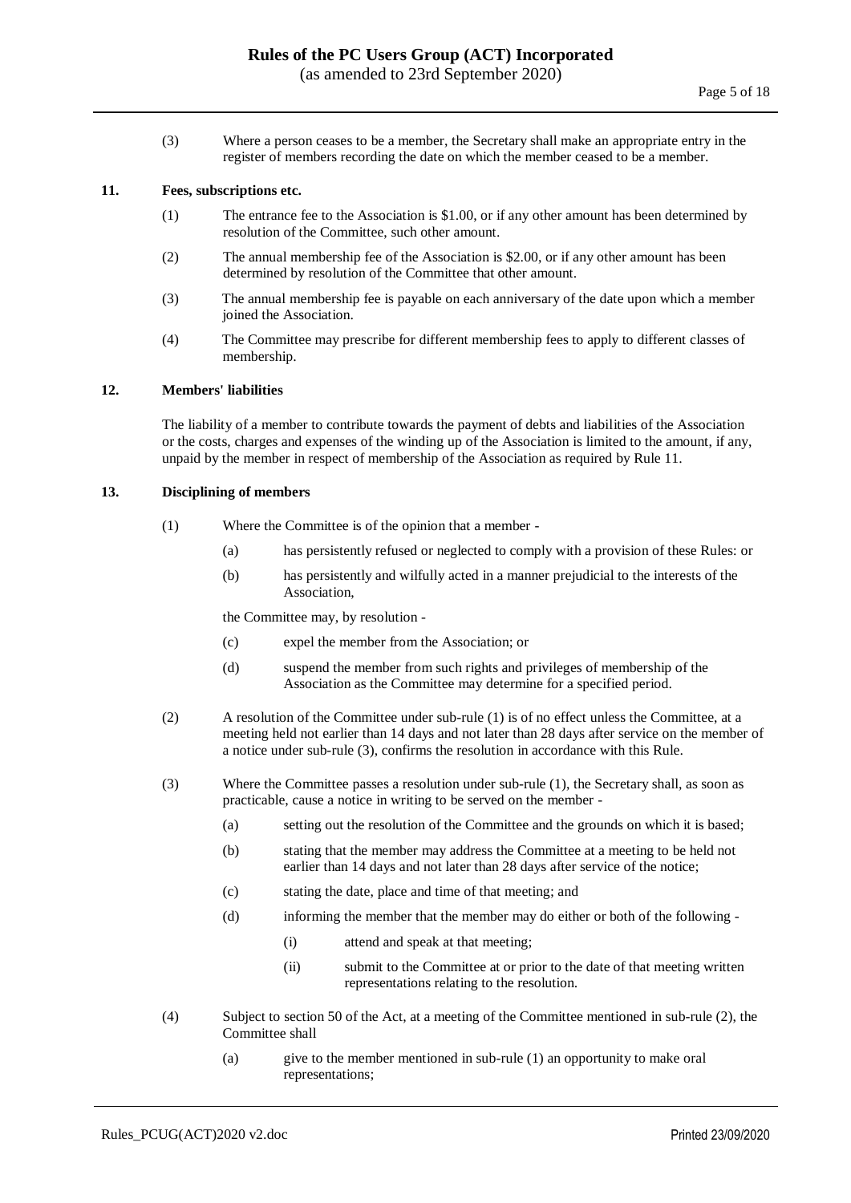(3) Where a person ceases to be a member, the Secretary shall make an appropriate entry in the register of members recording the date on which the member ceased to be a member.

### 11. Fees, subscriptions etc.

(1) The entrance fee to the Association is $1.00, or if any other amount has been determined by resolution of the Committee, such other amount.

(2) The annual membership fee of the Association is $2.00, or if any other amount has been determined by resolution of the Committee that other amount.

(3) The annual membership fee is payable on each anniversary of the date upon which a member joined the Association.

(4) The Committee may prescribe for different membership fees to apply to different classes of membership.

### 12. Members' liabilities

The liability of a member to contribute towards the payment of debts and liabilities of the Association or the costs, charges and expenses of the winding up of the Association is limited to the amount, if any, unpaid by the member in respect of membership of the Association as required by Rule 11.

### 13. Disciplining of members

(1) Where the Committee is of the opinion that a member -

(a) has persistently refused or neglected to comply with a provision of these Rules: or

(b) has persistently and wilfully acted in a manner prejudicial to the interests of the Association,

the Committee may, by resolution -

(c) expel the member from the Association; or

(d) suspend the member from such rights and privileges of membership of the Association as the Committee may determine for a specified period.

(2) A resolution of the Committee under sub-rule (1) is of no effect unless the Committee, at a meeting held not earlier than 14 days and not later than 28 days after service on the member of a notice under sub-rule (3), confirms the resolution in accordance with this Rule.

(3) Where the Committee passes a resolution under sub-rule (1), the Secretary shall, as soon as practicable, cause a notice in writing to be served on the member -

(a) setting out the resolution of the Committee and the grounds on which it is based;

(b) stating that the member may address the Committee at a meeting to be held not earlier than 14 days and not later than 28 days after service of the notice;

(c) stating the date, place and time of that meeting; and

(d) informing the member that the member may do either or both of the following -

(i) attend and speak at that meeting;

(ii) submit to the Committee at or prior to the date of that meeting written representations relating to the resolution.

(4) Subject to section 50 of the Act, at a meeting of the Committee mentioned in sub-rule (2), the Committee shall

(a) give to the member mentioned in sub-rule (1) an opportunity to make oral representations;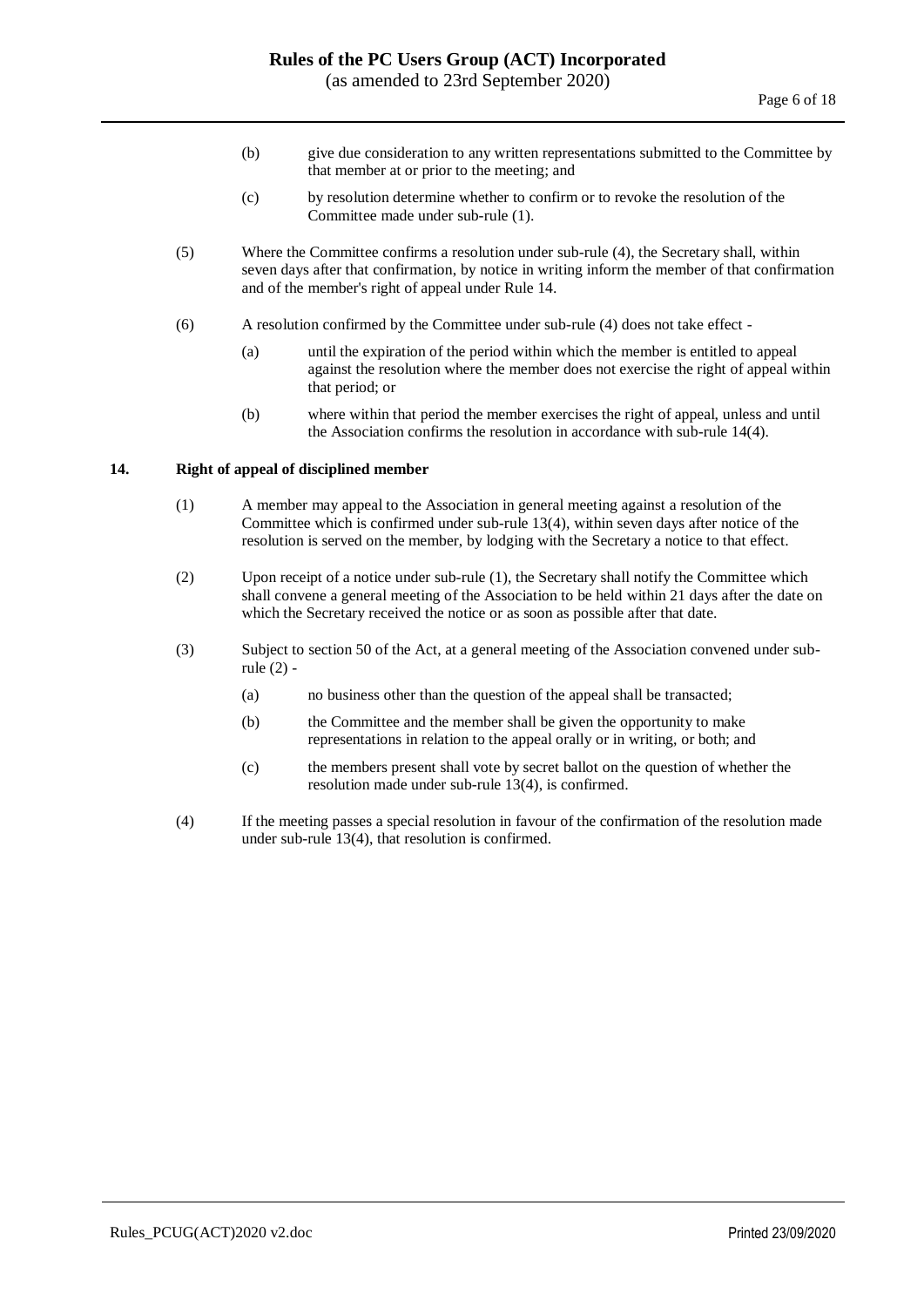(b) give due consideration to any written representations submitted to the Committee by that member at or prior to the meeting; and

(c) by resolution determine whether to confirm or to revoke the resolution of the Committee made under sub-rule (1).

(5) Where the Committee confirms a resolution under sub-rule (4), the Secretary shall, within seven days after that confirmation, by notice in writing inform the member of that confirmation and of the member's right of appeal under Rule 14.

(6) A resolution confirmed by the Committee under sub-rule (4) does not take effect -

(a) until the expiration of the period within which the member is entitled to appeal against the resolution where the member does not exercise the right of appeal within that period; or

(b) where within that period the member exercises the right of appeal, unless and until the Association confirms the resolution in accordance with sub-rule 14(4).

## 14. Right of appeal of disciplined member

(1) A member may appeal to the Association in general meeting against a resolution of the Committee which is confirmed under sub-rule 13(4), within seven days after notice of the resolution is served on the member, by lodging with the Secretary a notice to that effect.

(2) Upon receipt of a notice under sub-rule (1), the Secretary shall notify the Committee which shall convene a general meeting of the Association to be held within 21 days after the date on which the Secretary received the notice or as soon as possible after that date.

(3) Subject to section 50 of the Act, at a general meeting of the Association convened under sub-rule (2) -

(a) no business other than the question of the appeal shall be transacted;

(b) the Committee and the member shall be given the opportunity to make representations in relation to the appeal orally or in writing, or both; and

(c) the members present shall vote by secret ballot on the question of whether the resolution made under sub-rule 13(4), is confirmed.

(4) If the meeting passes a special resolution in favour of the confirmation of the resolution made under sub-rule 13(4), that resolution is confirmed.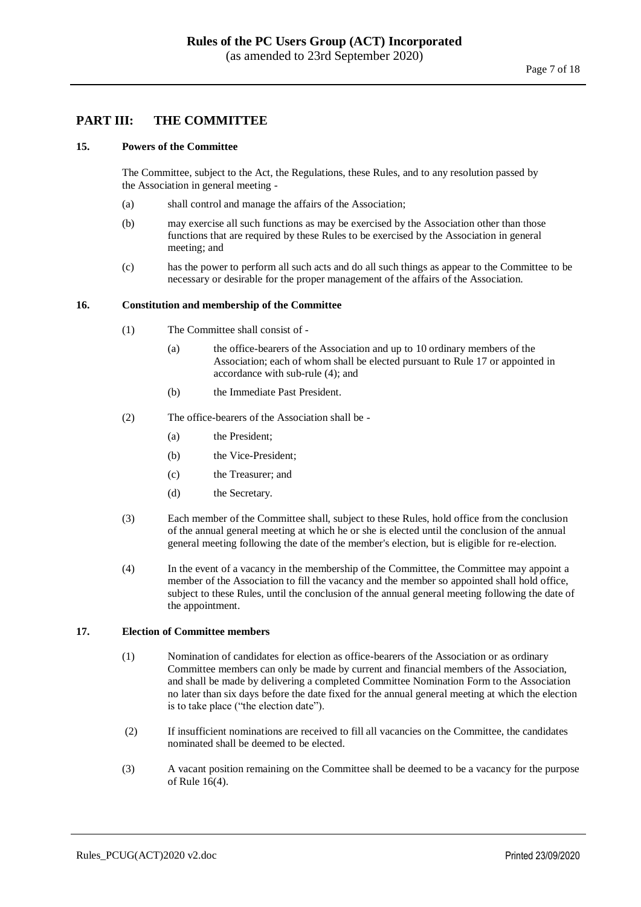## PART III: THE COMMITTEE

### 15. Powers of the Committee

The Committee, subject to the Act, the Regulations, these Rules, and to any resolution passed by the Association in general meeting -

(a) shall control and manage the affairs of the Association;

(b) may exercise all such functions as may be exercised by the Association other than those functions that are required by these Rules to be exercised by the Association in general meeting; and

(c) has the power to perform all such acts and do all such things as appear to the Committee to be necessary or desirable for the proper management of the affairs of the Association.

### 16. Constitution and membership of the Committee

(1) The Committee shall consist of -

  (a) the office-bearers of the Association and up to 10 ordinary members of the Association; each of whom shall be elected pursuant to Rule 17 or appointed in accordance with sub-rule (4); and

  (b) the Immediate Past President.

(2) The office-bearers of the Association shall be -

  (a) the President;

  (b) the Vice-President;

  (c) the Treasurer; and

  (d) the Secretary.

(3) Each member of the Committee shall, subject to these Rules, hold office from the conclusion of the annual general meeting at which he or she is elected until the conclusion of the annual general meeting following the date of the member's election, but is eligible for re-election.

(4) In the event of a vacancy in the membership of the Committee, the Committee may appoint a member of the Association to fill the vacancy and the member so appointed shall hold office, subject to these Rules, until the conclusion of the annual general meeting following the date of the appointment.

### 17. Election of Committee members

(1) Nomination of candidates for election as office-bearers of the Association or as ordinary Committee members can only be made by current and financial members of the Association, and shall be made by delivering a completed Committee Nomination Form to the Association no later than six days before the date fixed for the annual general meeting at which the election is to take place ("the election date").

(2) If insufficient nominations are received to fill all vacancies on the Committee, the candidates nominated shall be deemed to be elected.

(3) A vacant position remaining on the Committee shall be deemed to be a vacancy for the purpose of Rule 16(4).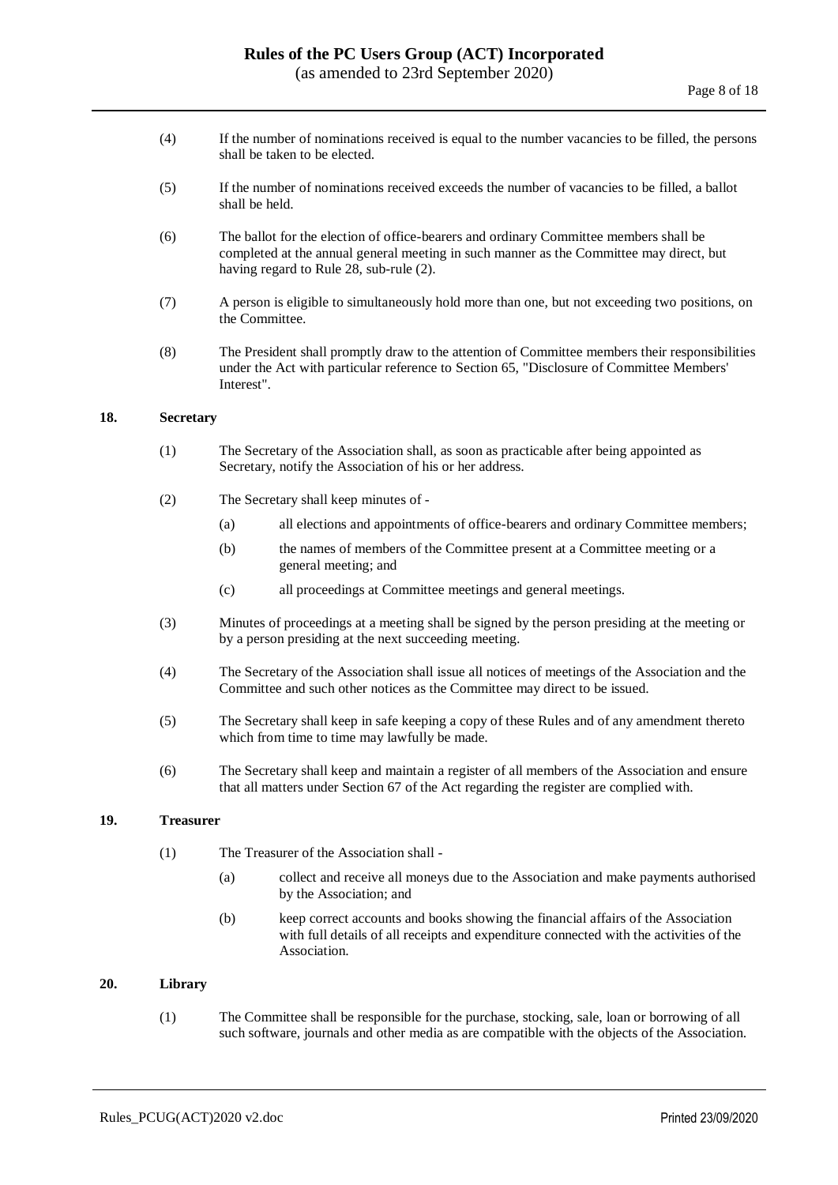(4) If the number of nominations received is equal to the number vacancies to be filled, the persons shall be taken to be elected.

(5) If the number of nominations received exceeds the number of vacancies to be filled, a ballot shall be held.

(6) The ballot for the election of office-bearers and ordinary Committee members shall be completed at the annual general meeting in such manner as the Committee may direct, but having regard to Rule 28, sub-rule (2).

(7) A person is eligible to simultaneously hold more than one, but not exceeding two positions, on the Committee.

(8) The President shall promptly draw to the attention of Committee members their responsibilities under the Act with particular reference to Section 65, "Disclosure of Committee Members' Interest".

## 18. Secretary

(1) The Secretary of the Association shall, as soon as practicable after being appointed as Secretary, notify the Association of his or her address.

(2) The Secretary shall keep minutes of -

- (a) all elections and appointments of office-bearers and ordinary Committee members;
- (b) the names of members of the Committee present at a Committee meeting or a general meeting; and
- (c) all proceedings at Committee meetings and general meetings.

(3) Minutes of proceedings at a meeting shall be signed by the person presiding at the meeting or by a person presiding at the next succeeding meeting.

(4) The Secretary of the Association shall issue all notices of meetings of the Association and the Committee and such other notices as the Committee may direct to be issued.

(5) The Secretary shall keep in safe keeping a copy of these Rules and of any amendment thereto which from time to time may lawfully be made.

(6) The Secretary shall keep and maintain a register of all members of the Association and ensure that all matters under Section 67 of the Act regarding the register are complied with.

## 19. Treasurer

(1) The Treasurer of the Association shall -

- (a) collect and receive all moneys due to the Association and make payments authorised by the Association; and
- (b) keep correct accounts and books showing the financial affairs of the Association with full details of all receipts and expenditure connected with the activities of the Association.

## 20. Library

(1) The Committee shall be responsible for the purchase, stocking, sale, loan or borrowing of all such software, journals and other media as are compatible with the objects of the Association.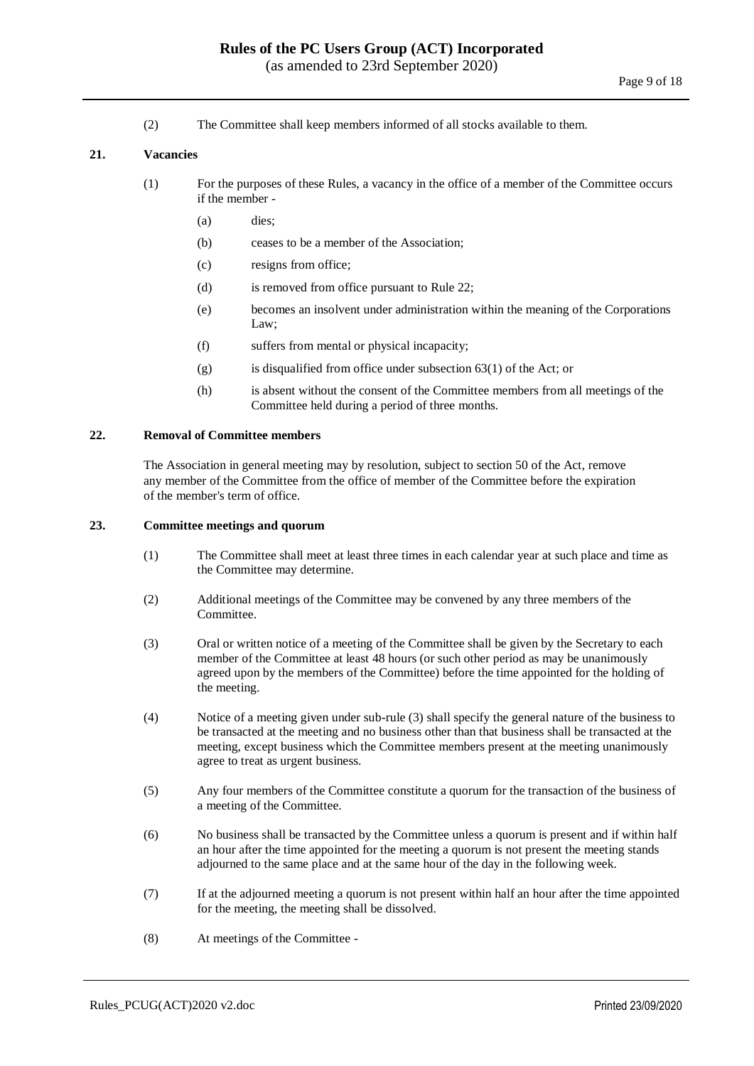(2) The Committee shall keep members informed of all stocks available to them.

## 21. Vacancies

(1) For the purposes of these Rules, a vacancy in the office of a member of the Committee occurs if the member -

- (a) dies;
- (b) ceases to be a member of the Association;
- (c) resigns from office;
- (d) is removed from office pursuant to Rule 22;
- (e) becomes an insolvent under administration within the meaning of the Corporations Law;
- (f) suffers from mental or physical incapacity;
- (g) is disqualified from office under subsection 63(1) of the Act; or
- (h) is absent without the consent of the Committee members from all meetings of the Committee held during a period of three months.

## 22. Removal of Committee members

The Association in general meeting may by resolution, subject to section 50 of the Act, remove any member of the Committee from the office of member of the Committee before the expiration of the member's term of office.

## 23. Committee meetings and quorum

(1) The Committee shall meet at least three times in each calendar year at such place and time as the Committee may determine.

(2) Additional meetings of the Committee may be convened by any three members of the Committee.

(3) Oral or written notice of a meeting of the Committee shall be given by the Secretary to each member of the Committee at least 48 hours (or such other period as may be unanimously agreed upon by the members of the Committee) before the time appointed for the holding of the meeting.

(4) Notice of a meeting given under sub-rule (3) shall specify the general nature of the business to be transacted at the meeting and no business other than that business shall be transacted at the meeting, except business which the Committee members present at the meeting unanimously agree to treat as urgent business.

(5) Any four members of the Committee constitute a quorum for the transaction of the business of a meeting of the Committee.

(6) No business shall be transacted by the Committee unless a quorum is present and if within half an hour after the time appointed for the meeting a quorum is not present the meeting stands adjourned to the same place and at the same hour of the day in the following week.

(7) If at the adjourned meeting a quorum is not present within half an hour after the time appointed for the meeting, the meeting shall be dissolved.

(8) At meetings of the Committee -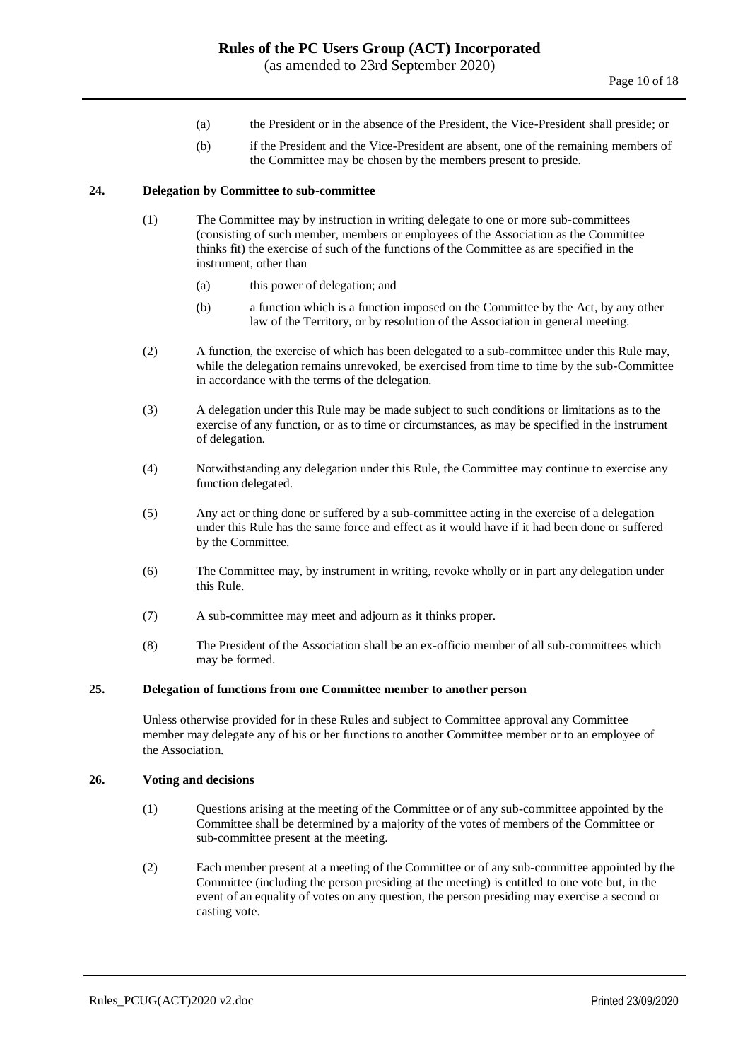(a) the President or in the absence of the President, the Vice-President shall preside; or

(b) if the President and the Vice-President are absent, one of the remaining members of the Committee may be chosen by the members present to preside.

**24. Delegation by Committee to sub-committee**

(1) The Committee may by instruction in writing delegate to one or more sub-committees (consisting of such member, members or employees of the Association as the Committee thinks fit) the exercise of such of the functions of the Committee as are specified in the instrument, other than

(a) this power of delegation; and

(b) a function which is a function imposed on the Committee by the Act, by any other law of the Territory, or by resolution of the Association in general meeting.

(2) A function, the exercise of which has been delegated to a sub-committee under this Rule may, while the delegation remains unrevoked, be exercised from time to time by the sub-Committee in accordance with the terms of the delegation.

(3) A delegation under this Rule may be made subject to such conditions or limitations as to the exercise of any function, or as to time or circumstances, as may be specified in the instrument of delegation.

(4) Notwithstanding any delegation under this Rule, the Committee may continue to exercise any function delegated.

(5) Any act or thing done or suffered by a sub-committee acting in the exercise of a delegation under this Rule has the same force and effect as it would have if it had been done or suffered by the Committee.

(6) The Committee may, by instrument in writing, revoke wholly or in part any delegation under this Rule.

(7) A sub-committee may meet and adjourn as it thinks proper.

(8) The President of the Association shall be an ex-officio member of all sub-committees which may be formed.

**25. Delegation of functions from one Committee member to another person**

Unless otherwise provided for in these Rules and subject to Committee approval any Committee member may delegate any of his or her functions to another Committee member or to an employee of the Association.

**26. Voting and decisions**

(1) Questions arising at the meeting of the Committee or of any sub-committee appointed by the Committee shall be determined by a majority of the votes of members of the Committee or sub-committee present at the meeting.

(2) Each member present at a meeting of the Committee or of any sub-committee appointed by the Committee (including the person presiding at the meeting) is entitled to one vote but, in the event of an equality of votes on any question, the person presiding may exercise a second or casting vote.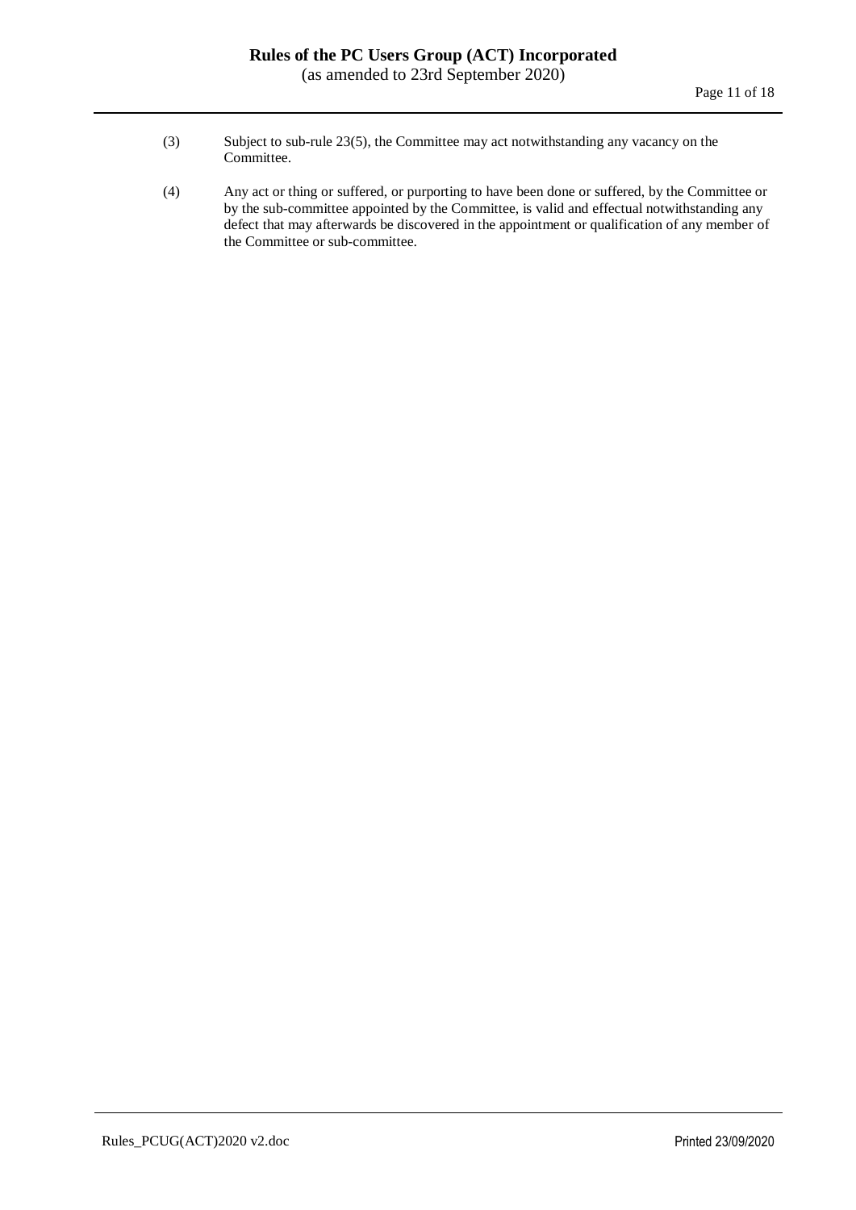(3) Subject to sub-rule 23(5), the Committee may act notwithstanding any vacancy on the Committee.

(4) Any act or thing or suffered, or purporting to have been done or suffered, by the Committee or by the sub-committee appointed by the Committee, is valid and effectual notwithstanding any defect that may afterwards be discovered in the appointment or qualification of any member of the Committee or sub-committee.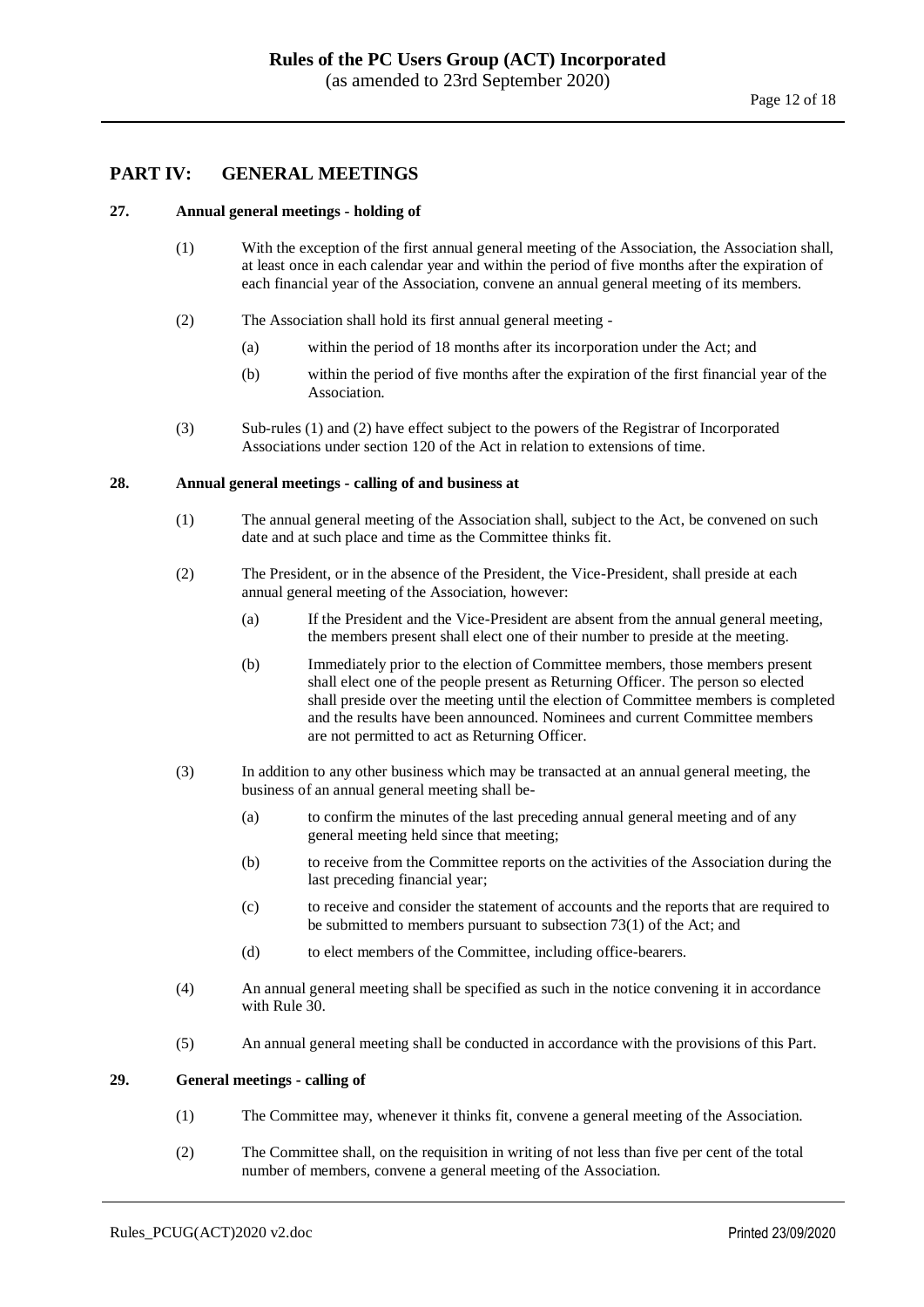## PART IV: GENERAL MEETINGS

### 27. Annual general meetings - holding of

(1) With the exception of the first annual general meeting of the Association, the Association shall, at least once in each calendar year and within the period of five months after the expiration of each financial year of the Association, convene an annual general meeting of its members.

(2) The Association shall hold its first annual general meeting -

(a) within the period of 18 months after its incorporation under the Act; and

(b) within the period of five months after the expiration of the first financial year of the Association.

(3) Sub-rules (1) and (2) have effect subject to the powers of the Registrar of Incorporated Associations under section 120 of the Act in relation to extensions of time.

### 28. Annual general meetings - calling of and business at

(1) The annual general meeting of the Association shall, subject to the Act, be convened on such date and at such place and time as the Committee thinks fit.

(2) The President, or in the absence of the President, the Vice-President, shall preside at each annual general meeting of the Association, however:

(a) If the President and the Vice-President are absent from the annual general meeting, the members present shall elect one of their number to preside at the meeting.

(b) Immediately prior to the election of Committee members, those members present shall elect one of the people present as Returning Officer. The person so elected shall preside over the meeting until the election of Committee members is completed and the results have been announced. Nominees and current Committee members are not permitted to act as Returning Officer.

(3) In addition to any other business which may be transacted at an annual general meeting, the business of an annual general meeting shall be-

(a) to confirm the minutes of the last preceding annual general meeting and of any general meeting held since that meeting;

(b) to receive from the Committee reports on the activities of the Association during the last preceding financial year;

(c) to receive and consider the statement of accounts and the reports that are required to be submitted to members pursuant to subsection 73(1) of the Act; and

(d) to elect members of the Committee, including office-bearers.

(4) An annual general meeting shall be specified as such in the notice convening it in accordance with Rule 30.

(5) An annual general meeting shall be conducted in accordance with the provisions of this Part.

### 29. General meetings - calling of

(1) The Committee may, whenever it thinks fit, convene a general meeting of the Association.

(2) The Committee shall, on the requisition in writing of not less than five per cent of the total number of members, convene a general meeting of the Association.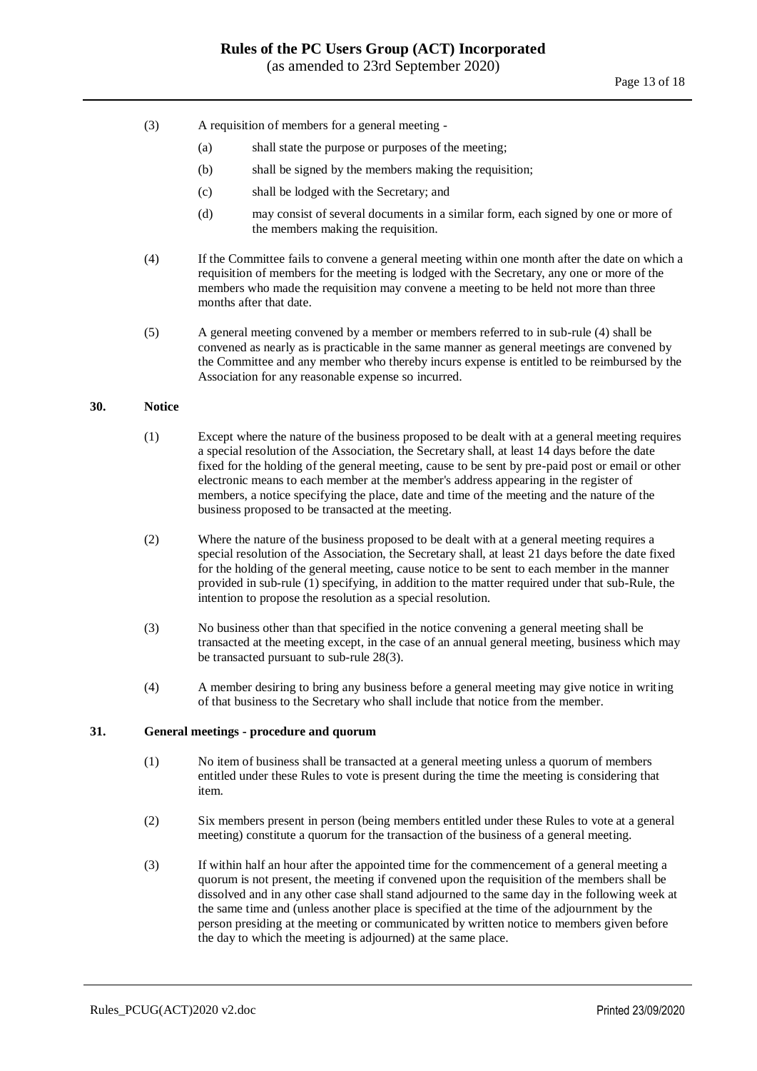(3) A requisition of members for a general meeting -

(a) shall state the purpose or purposes of the meeting;

(b) shall be signed by the members making the requisition;

(c) shall be lodged with the Secretary; and

(d) may consist of several documents in a similar form, each signed by one or more of the members making the requisition.

(4) If the Committee fails to convene a general meeting within one month after the date on which a requisition of members for the meeting is lodged with the Secretary, any one or more of the members who made the requisition may convene a meeting to be held not more than three months after that date.

(5) A general meeting convened by a member or members referred to in sub-rule (4) shall be convened as nearly as is practicable in the same manner as general meetings are convened by the Committee and any member who thereby incurs expense is entitled to be reimbursed by the Association for any reasonable expense so incurred.

**30. Notice**

(1) Except where the nature of the business proposed to be dealt with at a general meeting requires a special resolution of the Association, the Secretary shall, at least 14 days before the date fixed for the holding of the general meeting, cause to be sent by pre-paid post or email or other electronic means to each member at the member's address appearing in the register of members, a notice specifying the place, date and time of the meeting and the nature of the business proposed to be transacted at the meeting.

(2) Where the nature of the business proposed to be dealt with at a general meeting requires a special resolution of the Association, the Secretary shall, at least 21 days before the date fixed for the holding of the general meeting, cause notice to be sent to each member in the manner provided in sub-rule (1) specifying, in addition to the matter required under that sub-Rule, the intention to propose the resolution as a special resolution.

(3) No business other than that specified in the notice convening a general meeting shall be transacted at the meeting except, in the case of an annual general meeting, business which may be transacted pursuant to sub-rule 28(3).

(4) A member desiring to bring any business before a general meeting may give notice in writing of that business to the Secretary who shall include that notice from the member.

**31. General meetings - procedure and quorum**

(1) No item of business shall be transacted at a general meeting unless a quorum of members entitled under these Rules to vote is present during the time the meeting is considering that item.

(2) Six members present in person (being members entitled under these Rules to vote at a general meeting) constitute a quorum for the transaction of the business of a general meeting.

(3) If within half an hour after the appointed time for the commencement of a general meeting a quorum is not present, the meeting if convened upon the requisition of the members shall be dissolved and in any other case shall stand adjourned to the same day in the following week at the same time and (unless another place is specified at the time of the adjournment by the person presiding at the meeting or communicated by written notice to members given before the day to which the meeting is adjourned) at the same place.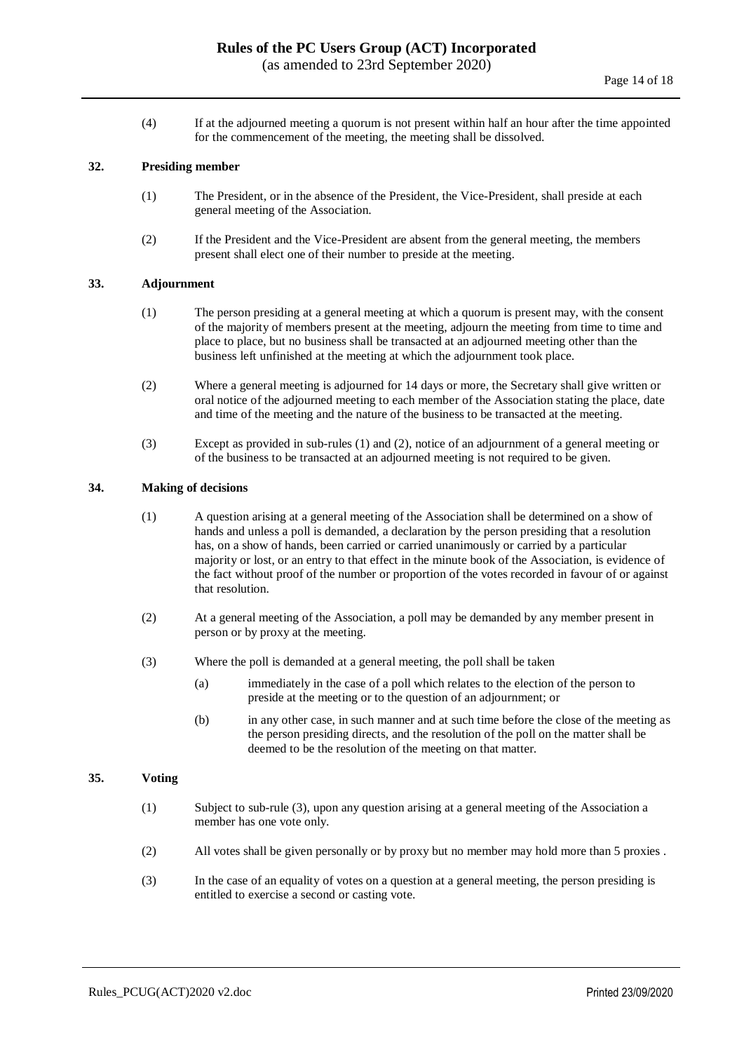(4) If at the adjourned meeting a quorum is not present within half an hour after the time appointed for the commencement of the meeting, the meeting shall be dissolved.

### 32. Presiding member

(1) The President, or in the absence of the President, the Vice-President, shall preside at each general meeting of the Association.

(2) If the President and the Vice-President are absent from the general meeting, the members present shall elect one of their number to preside at the meeting.

### 33. Adjournment

(1) The person presiding at a general meeting at which a quorum is present may, with the consent of the majority of members present at the meeting, adjourn the meeting from time to time and place to place, but no business shall be transacted at an adjourned meeting other than the business left unfinished at the meeting at which the adjournment took place.

(2) Where a general meeting is adjourned for 14 days or more, the Secretary shall give written or oral notice of the adjourned meeting to each member of the Association stating the place, date and time of the meeting and the nature of the business to be transacted at the meeting.

(3) Except as provided in sub-rules (1) and (2), notice of an adjournment of a general meeting or of the business to be transacted at an adjourned meeting is not required to be given.

### 34. Making of decisions

(1) A question arising at a general meeting of the Association shall be determined on a show of hands and unless a poll is demanded, a declaration by the person presiding that a resolution has, on a show of hands, been carried or carried unanimously or carried by a particular majority or lost, or an entry to that effect in the minute book of the Association, is evidence of the fact without proof of the number or proportion of the votes recorded in favour of or against that resolution.

(2) At a general meeting of the Association, a poll may be demanded by any member present in person or by proxy at the meeting.

(3) Where the poll is demanded at a general meeting, the poll shall be taken

- (a) immediately in the case of a poll which relates to the election of the person to preside at the meeting or to the question of an adjournment; or
- (b) in any other case, in such manner and at such time before the close of the meeting as the person presiding directs, and the resolution of the poll on the matter shall be deemed to be the resolution of the meeting on that matter.

### 35. Voting

(1) Subject to sub-rule (3), upon any question arising at a general meeting of the Association a member has one vote only.

(2) All votes shall be given personally or by proxy but no member may hold more than 5 proxies .

(3) In the case of an equality of votes on a question at a general meeting, the person presiding is entitled to exercise a second or casting vote.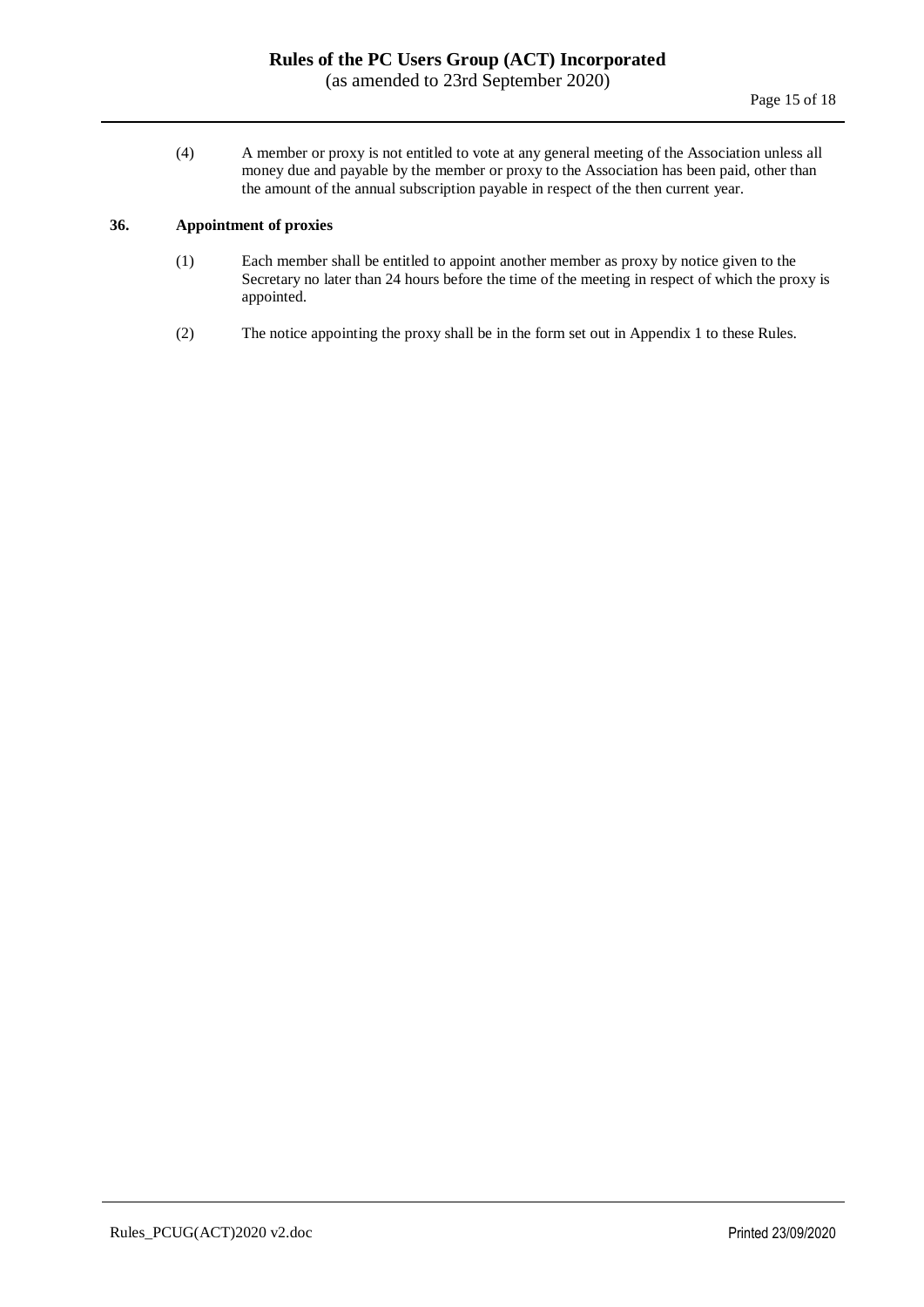(4) A member or proxy is not entitled to vote at any general meeting of the Association unless all money due and payable by the member or proxy to the Association has been paid, other than the amount of the annual subscription payable in respect of the then current year.

### 36. Appointment of proxies

(1) Each member shall be entitled to appoint another member as proxy by notice given to the Secretary no later than 24 hours before the time of the meeting in respect of which the proxy is appointed.

(2) The notice appointing the proxy shall be in the form set out in Appendix 1 to these Rules.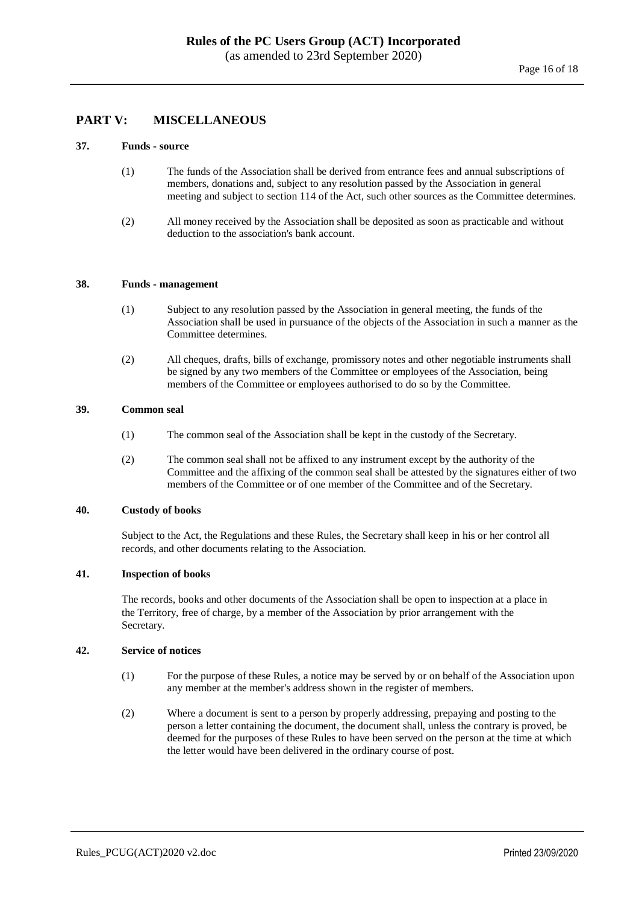## PART V: MISCELLANEOUS

### 37. Funds - source

(1) The funds of the Association shall be derived from entrance fees and annual subscriptions of members, donations and, subject to any resolution passed by the Association in general meeting and subject to section 114 of the Act, such other sources as the Committee determines.

(2) All money received by the Association shall be deposited as soon as practicable and without deduction to the association's bank account.

### 38. Funds - management

(1) Subject to any resolution passed by the Association in general meeting, the funds of the Association shall be used in pursuance of the objects of the Association in such a manner as the Committee determines.

(2) All cheques, drafts, bills of exchange, promissory notes and other negotiable instruments shall be signed by any two members of the Committee or employees of the Association, being members of the Committee or employees authorised to do so by the Committee.

### 39. Common seal

(1) The common seal of the Association shall be kept in the custody of the Secretary.

(2) The common seal shall not be affixed to any instrument except by the authority of the Committee and the affixing of the common seal shall be attested by the signatures either of two members of the Committee or of one member of the Committee and of the Secretary.

### 40. Custody of books

Subject to the Act, the Regulations and these Rules, the Secretary shall keep in his or her control all records, and other documents relating to the Association.

### 41. Inspection of books

The records, books and other documents of the Association shall be open to inspection at a place in the Territory, free of charge, by a member of the Association by prior arrangement with the Secretary.

### 42. Service of notices

(1) For the purpose of these Rules, a notice may be served by or on behalf of the Association upon any member at the member's address shown in the register of members.

(2) Where a document is sent to a person by properly addressing, prepaying and posting to the person a letter containing the document, the document shall, unless the contrary is proved, be deemed for the purposes of these Rules to have been served on the person at the time at which the letter would have been delivered in the ordinary course of post.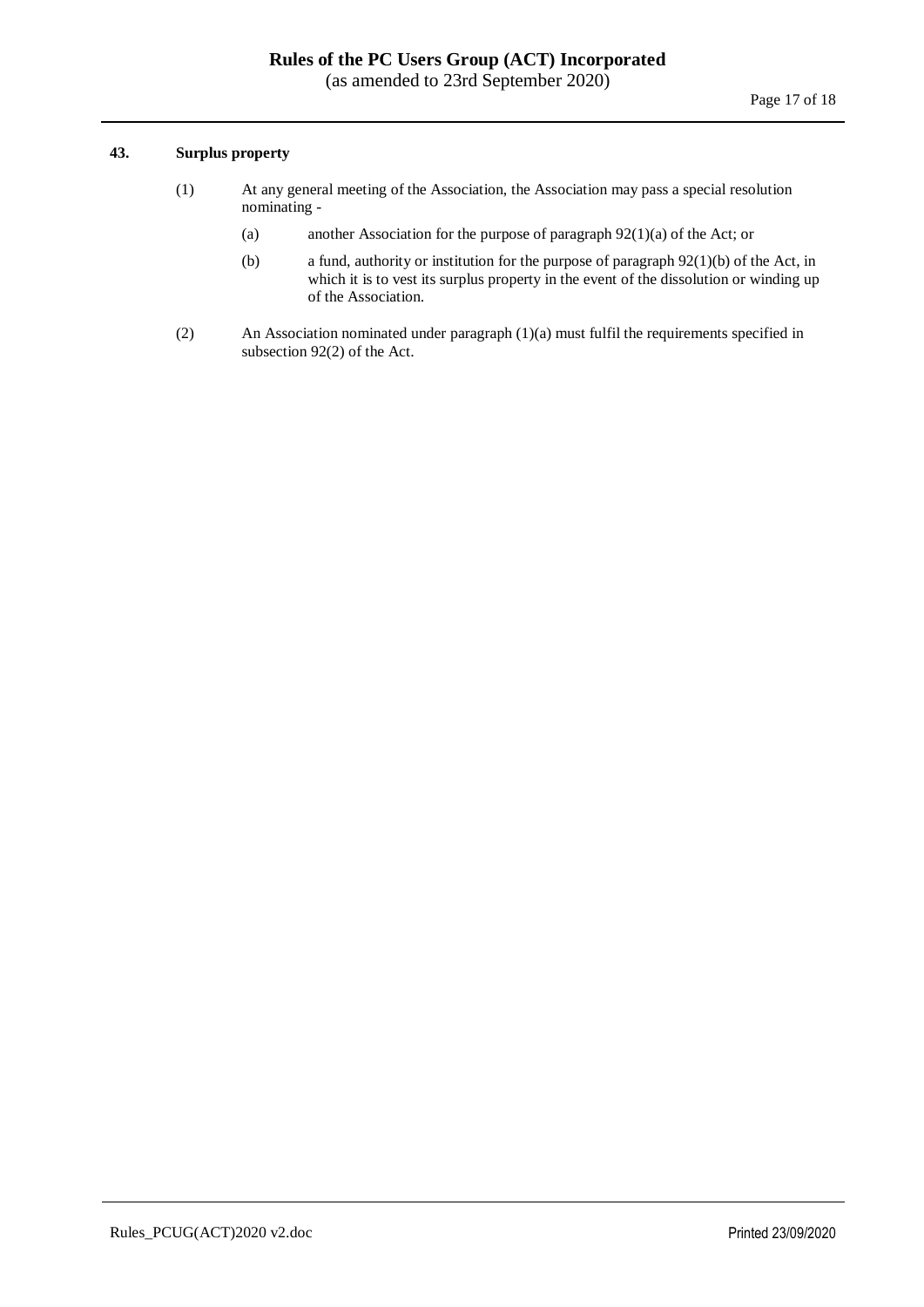### 43. Surplus property

(1) At any general meeting of the Association, the Association may pass a special resolution nominating -

  (a) another Association for the purpose of paragraph 92(1)(a) of the Act; or

  (b) a fund, authority or institution for the purpose of paragraph 92(1)(b) of the Act, in which it is to vest its surplus property in the event of the dissolution or winding up of the Association.

(2) An Association nominated under paragraph (1)(a) must fulfil the requirements specified in subsection 92(2) of the Act.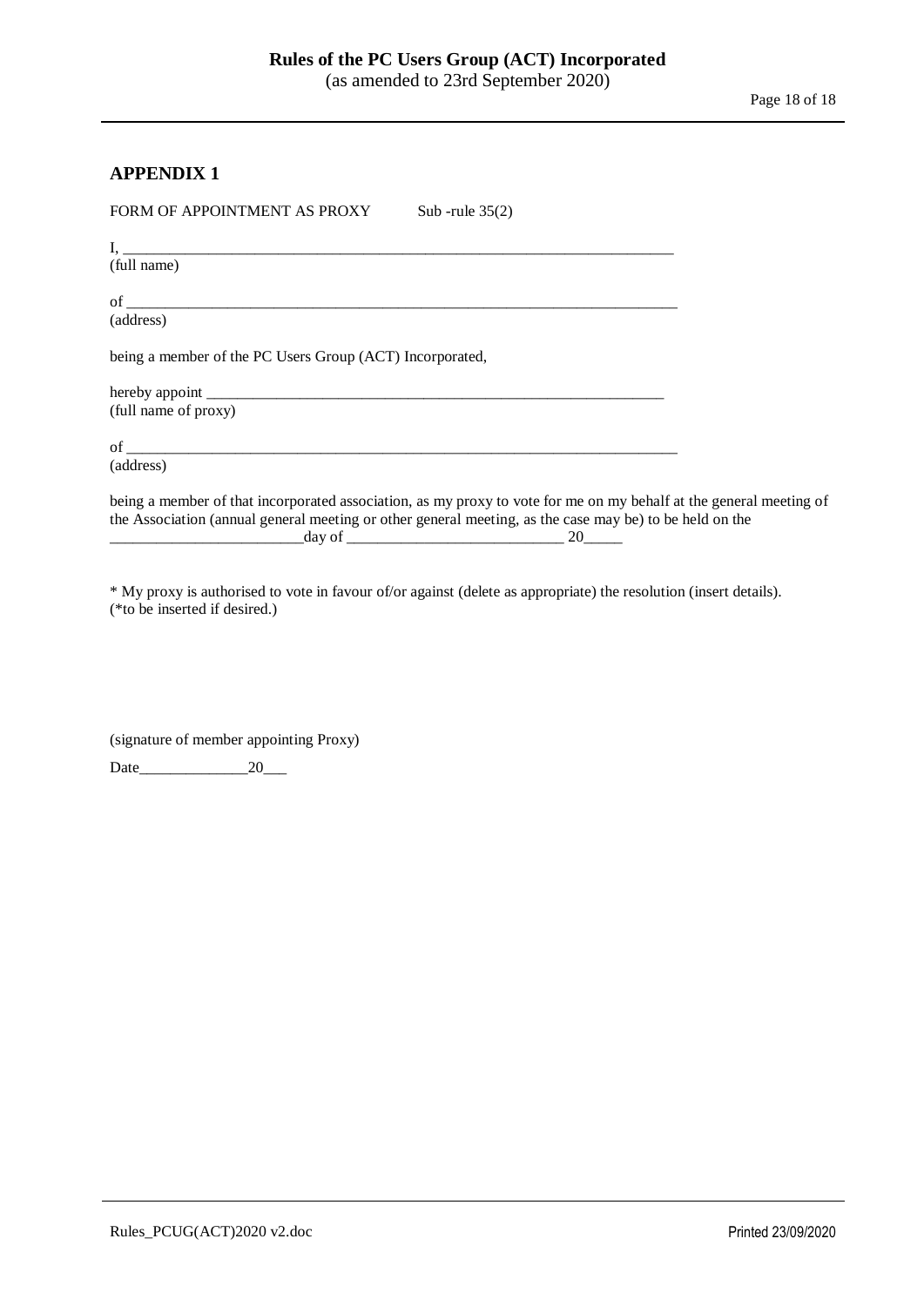## APPENDIX 1

FORM OF APPOINTMENT AS PROXY Sub -rule 35(2)

I, ___________________________________________________________________________
(full name)

of ___________________________________________________________________________
(address)

being a member of the PC Users Group (ACT) Incorporated,

hereby appoint _____________________________________________________________
(full name of proxy)

of ___________________________________________________________________________
(address)

being a member of that incorporated association, as my proxy to vote for me on my behalf at the general meeting of the Association (annual general meeting or other general meeting, as the case may be) to be held on the _________________________day of ____________________________ 20_____

* My proxy is authorised to vote in favour of/or against (delete as appropriate) the resolution (insert details).
(*to be inserted if desired.)

(signature of member appointing Proxy)

Date______________20___